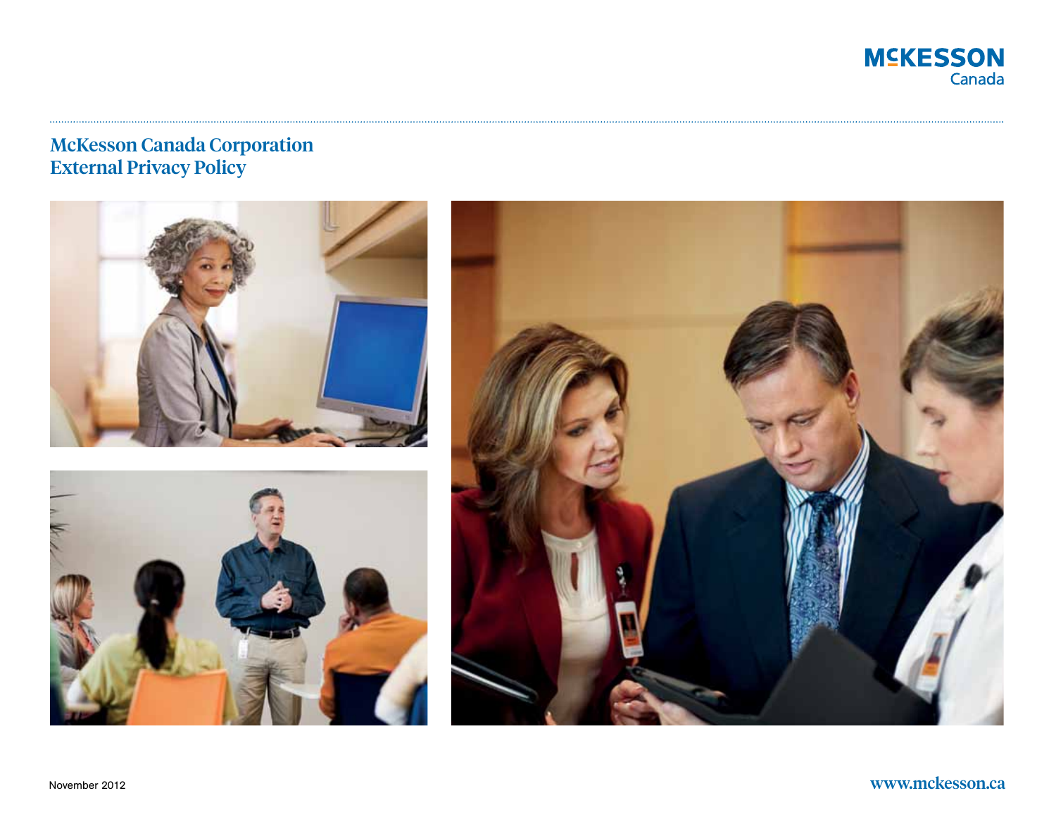McKESSON Canada

# McKesson Canada Corporation External Privacy Policy

November 2012

www.mckesson.ca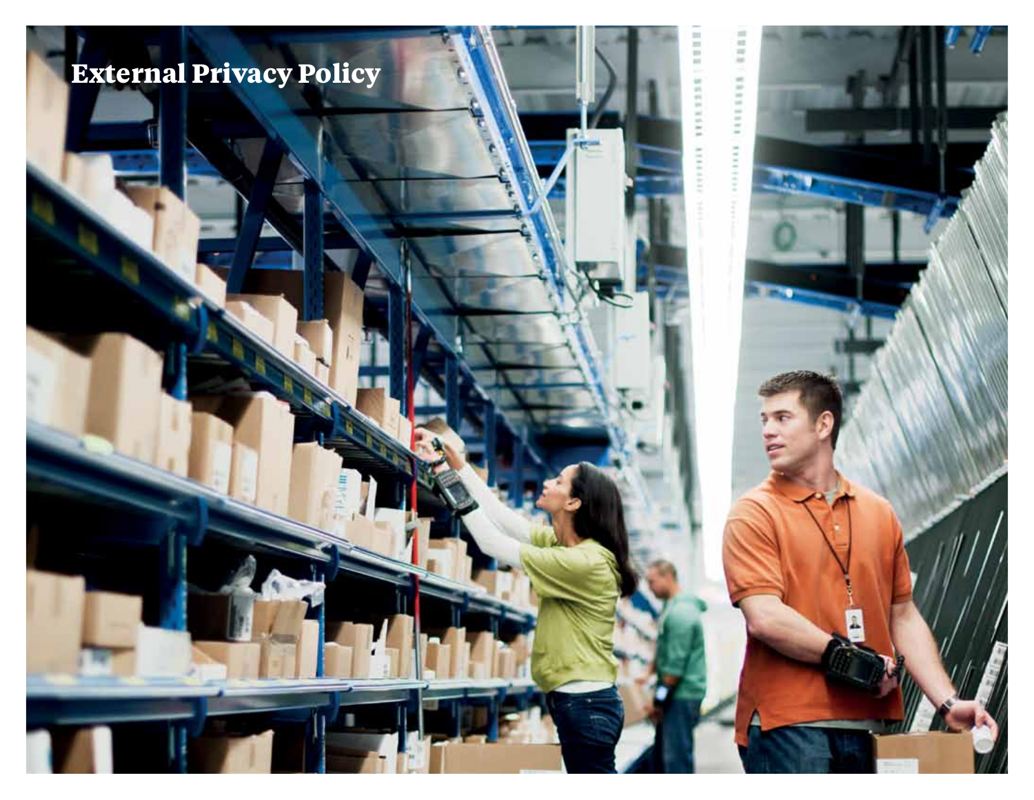# External Privacy Policy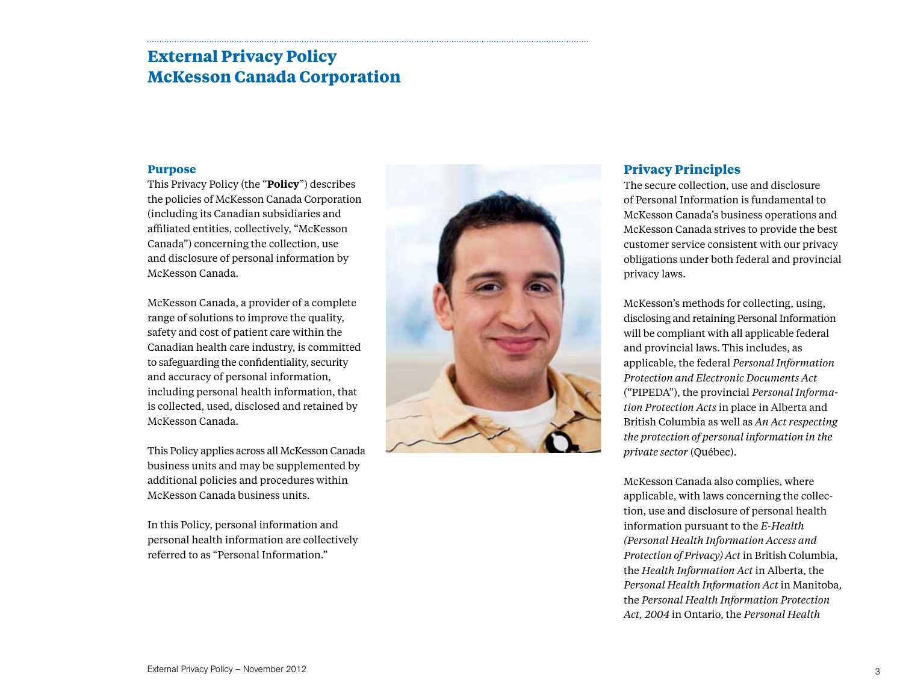# External Privacy Policy McKesson Canada Corporation

## Purpose

This Privacy Policy (the "**Policy**") describes the policies of McKesson Canada Corporation (including its Canadian subsidiaries and affiliated entities, collectively, "McKesson Canada") concerning the collection, use and disclosure of personal information by McKesson Canada.

McKesson Canada, a provider of a complete range of solutions to improve the quality, safety and cost of patient care within the Canadian health care industry, is committed to safeguarding the confidentiality, security and accuracy of personal information, including personal health information, that is collected, used, disclosed and retained by McKesson Canada.

This Policy applies across all McKesson Canada business units and may be supplemented by additional policies and procedures within McKesson Canada business units.

In this Policy, personal information and personal health information are collectively referred to as "Personal Information."

## Privacy Principles

The secure collection, use and disclosure of Personal Information is fundamental to McKesson Canada's business operations and McKesson Canada strives to provide the best customer service consistent with our privacy obligations under both federal and provincial privacy laws.

McKesson's methods for collecting, using, disclosing and retaining Personal Information will be compliant with all applicable federal and provincial laws. This includes, as applicable, the federal *Personal Information Protection and Electronic Documents Act* ("PIPEDA"), the provincial *Personal Information Protection Acts* in place in Alberta and British Columbia as well as *An Act respecting the protection of personal information in the private sector* (Québec).

McKesson Canada also complies, where applicable, with laws concerning the collection, use and disclosure of personal health information pursuant to the *E-Health (Personal Health Information Access and Protection of Privacy) Act* in British Columbia, the *Health Information Act* in Alberta, the *Personal Health Information Act* in Manitoba, the *Personal Health Information Protection Act, 2004* in Ontario, the *Personal Health*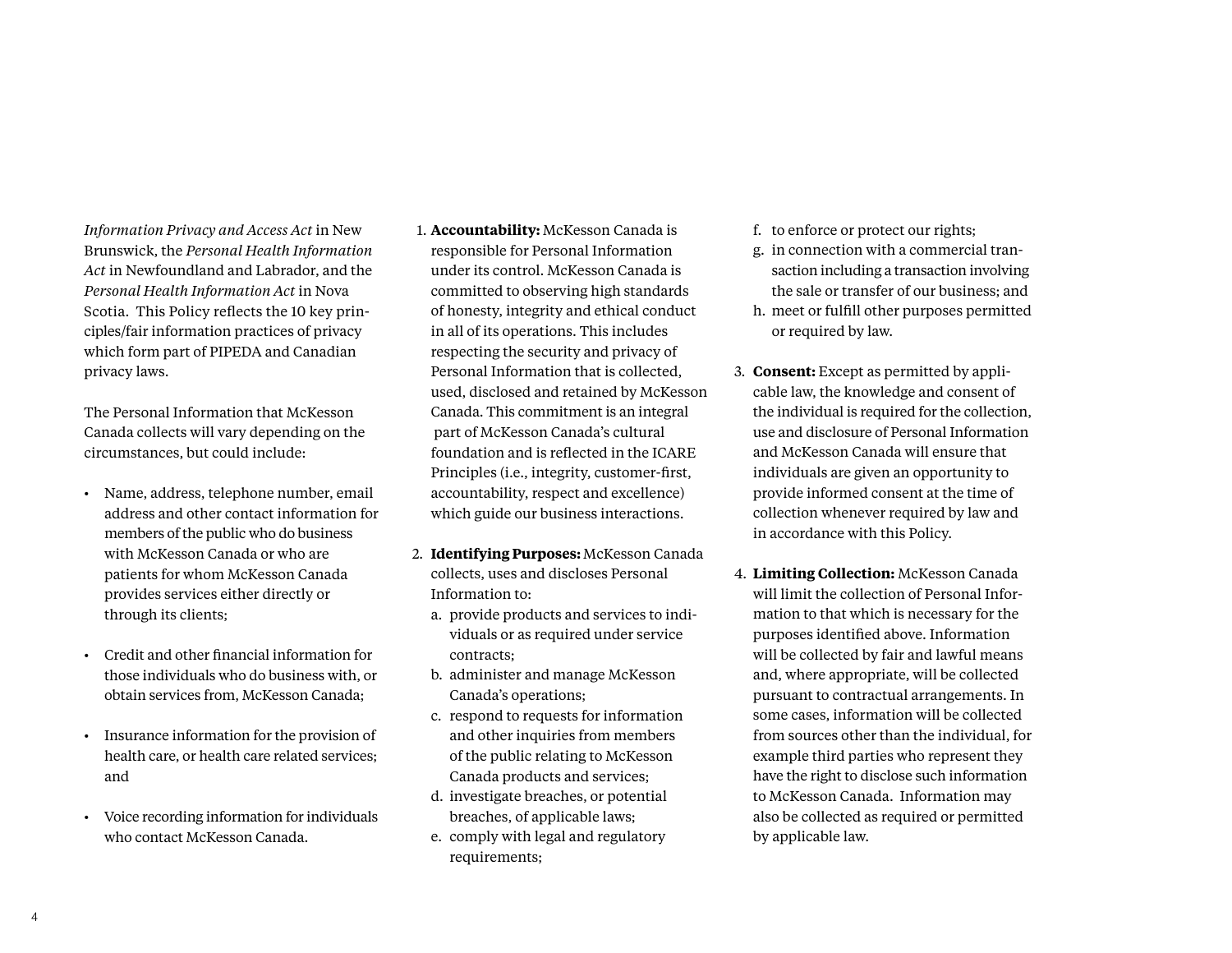*Information Privacy and Access Act* in New Brunswick, the *Personal Health Information Act* in Newfoundland and Labrador, and the *Personal Health Information Act* in Nova Scotia. This Policy reflects the 10 key principles/fair information practices of privacy which form part of PIPEDA and Canadian privacy laws.

The Personal Information that McKesson Canada collects will vary depending on the circumstances, but could include:

- Name, address, telephone number, email address and other contact information for members of the public who do business with McKesson Canada or who are patients for whom McKesson Canada provides services either directly or through its clients;
- Credit and other financial information for those individuals who do business with, or obtain services from, McKesson Canada;
- Insurance information for the provision of health care, or health care related services; and
- Voice recording information for individuals who contact McKesson Canada.

1. **Accountability:** McKesson Canada is responsible for Personal Information under its control. McKesson Canada is committed to observing high standards of honesty, integrity and ethical conduct in all of its operations. This includes respecting the security and privacy of Personal Information that is collected, used, disclosed and retained by McKesson Canada. This commitment is an integral part of McKesson Canada's cultural foundation and is reflected in the ICARE Principles (i.e., integrity, customer-first, accountability, respect and excellence) which guide our business interactions.

2. **Identifying Purposes:** McKesson Canada collects, uses and discloses Personal Information to:
   a. provide products and services to individuals or as required under service contracts;
   b. administer and manage McKesson Canada's operations;
   c. respond to requests for information and other inquiries from members of the public relating to McKesson Canada products and services;
   d. investigate breaches, or potential breaches, of applicable laws;
   e. comply with legal and regulatory requirements;
   f. to enforce or protect our rights;
   g. in connection with a commercial transaction including a transaction involving the sale or transfer of our business; and
   h. meet or fulfill other purposes permitted or required by law.

3. **Consent:** Except as permitted by applicable law, the knowledge and consent of the individual is required for the collection, use and disclosure of Personal Information and McKesson Canada will ensure that individuals are given an opportunity to provide informed consent at the time of collection whenever required by law and in accordance with this Policy.

4. **Limiting Collection:** McKesson Canada will limit the collection of Personal Information to that which is necessary for the purposes identified above. Information will be collected by fair and lawful means and, where appropriate, will be collected pursuant to contractual arrangements. In some cases, information will be collected from sources other than the individual, for example third parties who represent they have the right to disclose such information to McKesson Canada. Information may also be collected as required or permitted by applicable law.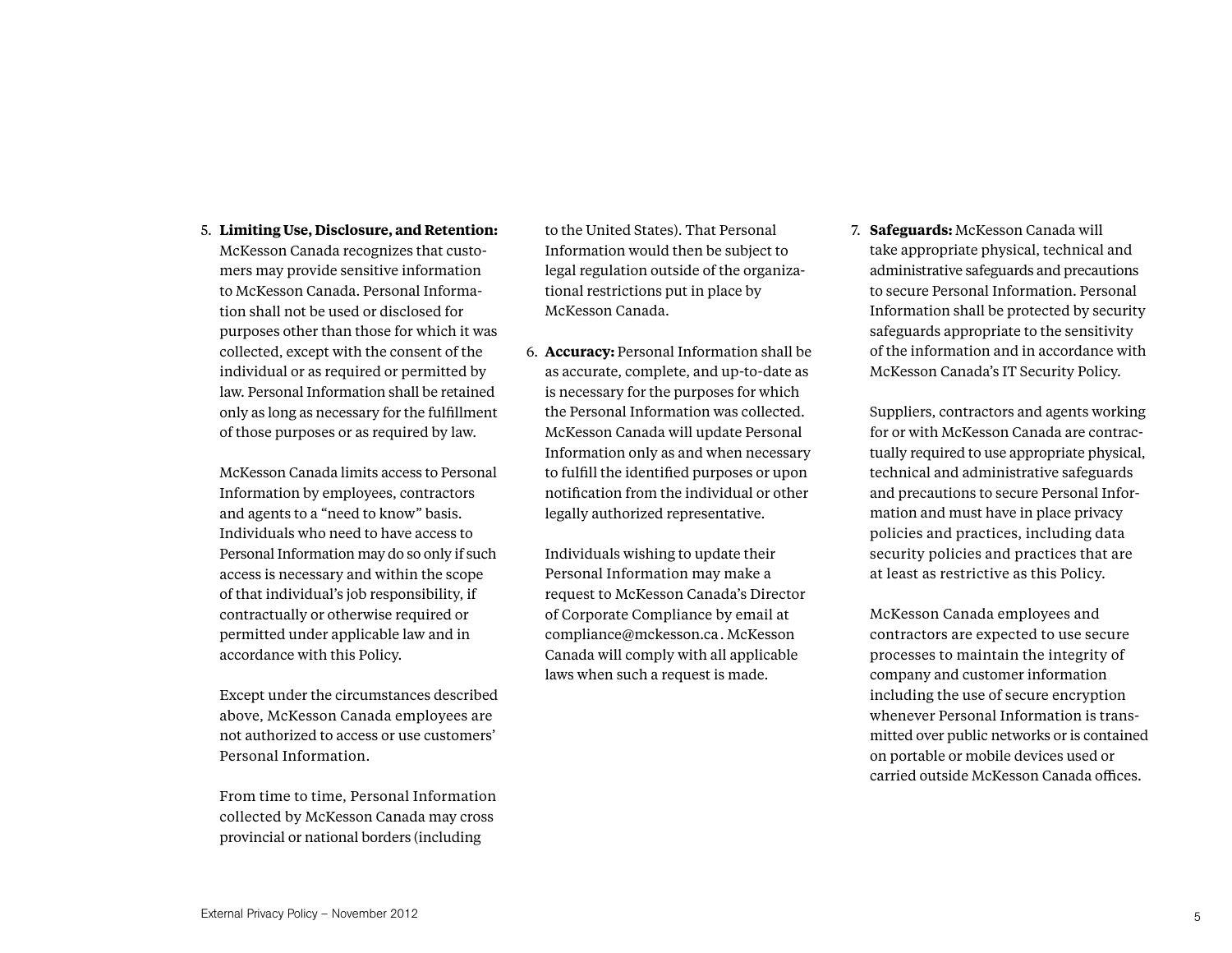5. **Limiting Use, Disclosure, and Retention:** McKesson Canada recognizes that customers may provide sensitive information to McKesson Canada. Personal Information shall not be used or disclosed for purposes other than those for which it was collected, except with the consent of the individual or as required or permitted by law. Personal Information shall be retained only as long as necessary for the fulfillment of those purposes or as required by law.

   McKesson Canada limits access to Personal Information by employees, contractors and agents to a "need to know" basis. Individuals who need to have access to Personal Information may do so only if such access is necessary and within the scope of that individual's job responsibility, if contractually or otherwise required or permitted under applicable law and in accordance with this Policy.

   Except under the circumstances described above, McKesson Canada employees are not authorized to access or use customers' Personal Information.

   From time to time, Personal Information collected by McKesson Canada may cross provincial or national borders (including to the United States). That Personal Information would then be subject to legal regulation outside of the organizational restrictions put in place by McKesson Canada.

6. **Accuracy:** Personal Information shall be as accurate, complete, and up-to-date as is necessary for the purposes for which the Personal Information was collected. McKesson Canada will update Personal Information only as and when necessary to fulfill the identified purposes or upon notification from the individual or other legally authorized representative.

   Individuals wishing to update their Personal Information may make a request to McKesson Canada's Director of Corporate Compliance by email at compliance@mckesson.ca. McKesson Canada will comply with all applicable laws when such a request is made.

7. **Safeguards:** McKesson Canada will take appropriate physical, technical and administrative safeguards and precautions to secure Personal Information. Personal Information shall be protected by security safeguards appropriate to the sensitivity of the information and in accordance with McKesson Canada's IT Security Policy.

   Suppliers, contractors and agents working for or with McKesson Canada are contractually required to use appropriate physical, technical and administrative safeguards and precautions to secure Personal Information and must have in place privacy policies and practices, including data security policies and practices that are at least as restrictive as this Policy.

   McKesson Canada employees and contractors are expected to use secure processes to maintain the integrity of company and customer information including the use of secure encryption whenever Personal Information is transmitted over public networks or is contained on portable or mobile devices used or carried outside McKesson Canada offices.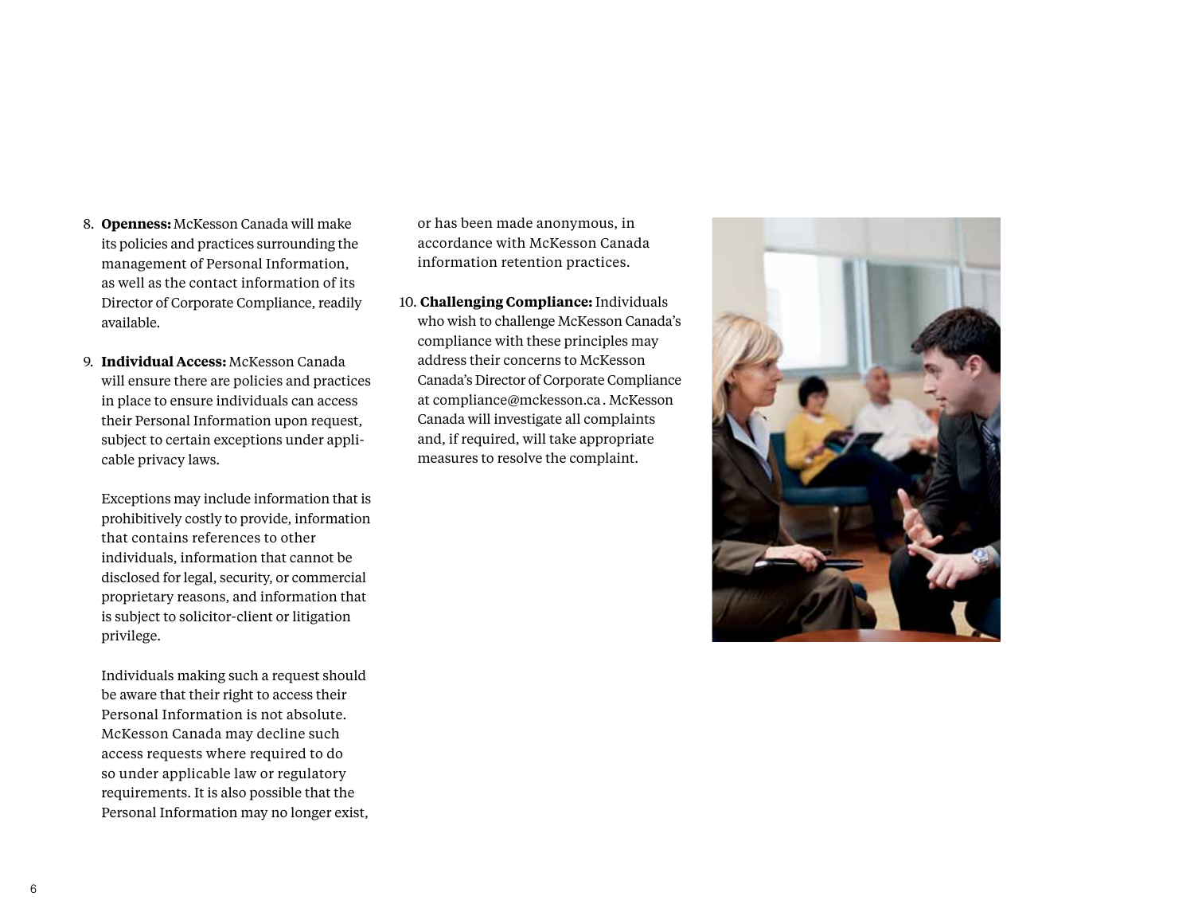8. **Openness:** McKesson Canada will make its policies and practices surrounding the management of Personal Information, as well as the contact information of its Director of Corporate Compliance, readily available.

9. **Individual Access:** McKesson Canada will ensure there are policies and practices in place to ensure individuals can access their Personal Information upon request, subject to certain exceptions under applicable privacy laws.

   Exceptions may include information that is prohibitively costly to provide, information that contains references to other individuals, information that cannot be disclosed for legal, security, or commercial proprietary reasons, and information that is subject to solicitor-client or litigation privilege.

   Individuals making such a request should be aware that their right to access their Personal Information is not absolute. McKesson Canada may decline such access requests where required to do so under applicable law or regulatory requirements. It is also possible that the Personal Information may no longer exist, or has been made anonymous, in accordance with McKesson Canada information retention practices.

10. **Challenging Compliance:** Individuals who wish to challenge McKesson Canada's compliance with these principles may address their concerns to McKesson Canada's Director of Corporate Compliance at compliance@mckesson.ca. McKesson Canada will investigate all complaints and, if required, will take appropriate measures to resolve the complaint.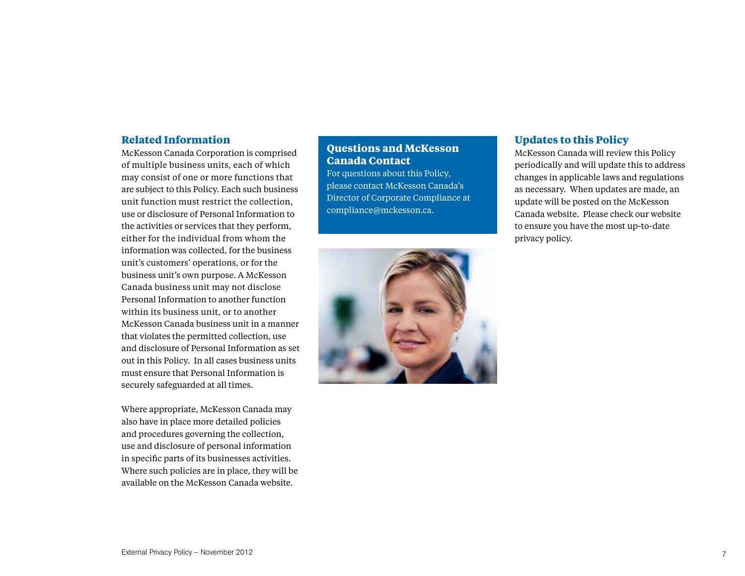## Related Information

McKesson Canada Corporation is comprised of multiple business units, each of which may consist of one or more functions that are subject to this Policy. Each such business unit function must restrict the collection, use or disclosure of Personal Information to the activities or services that they perform, either for the individual from whom the information was collected, for the business unit's customers' operations, or for the business unit's own purpose. A McKesson Canada business unit may not disclose Personal Information to another function within its business unit, or to another McKesson Canada business unit in a manner that violates the permitted collection, use and disclosure of Personal Information as set out in this Policy. In all cases business units must ensure that Personal Information is securely safeguarded at all times.

Where appropriate, McKesson Canada may also have in place more detailed policies and procedures governing the collection, use and disclosure of personal information in specific parts of its businesses activities. Where such policies are in place, they will be available on the McKesson Canada website.

## Questions and McKesson Canada Contact

For questions about this Policy, please contact McKesson Canada's Director of Corporate Compliance at compliance@mckesson.ca.

## Updates to this Policy

McKesson Canada will review this Policy periodically and will update this to address changes in applicable laws and regulations as necessary. When updates are made, an update will be posted on the McKesson Canada website. Please check our website to ensure you have the most up-to-date privacy policy.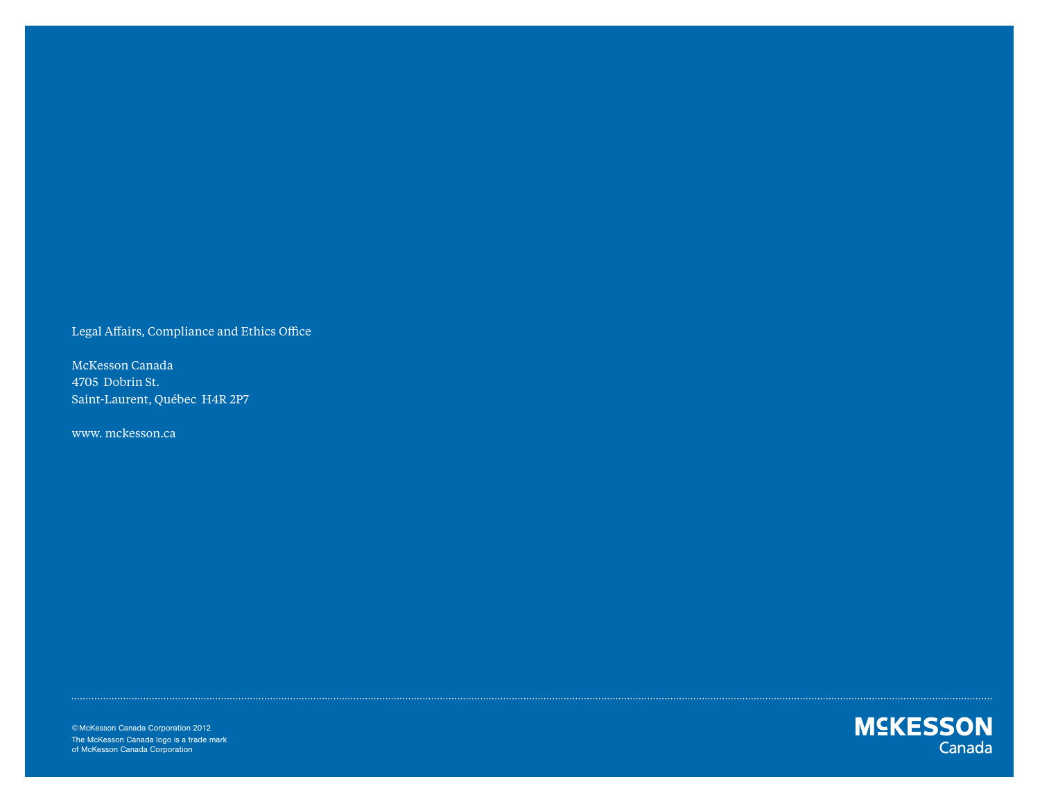Legal Affairs, Compliance and Ethics Office

McKesson Canada  
4705 Dobrin St.  
Saint-Laurent, Québec H4R 2P7

www. mckesson.ca

©McKesson Canada Corporation 2012  
The McKesson Canada logo is a trade mark of McKesson Canada Corporation

McKESSON  
Canada